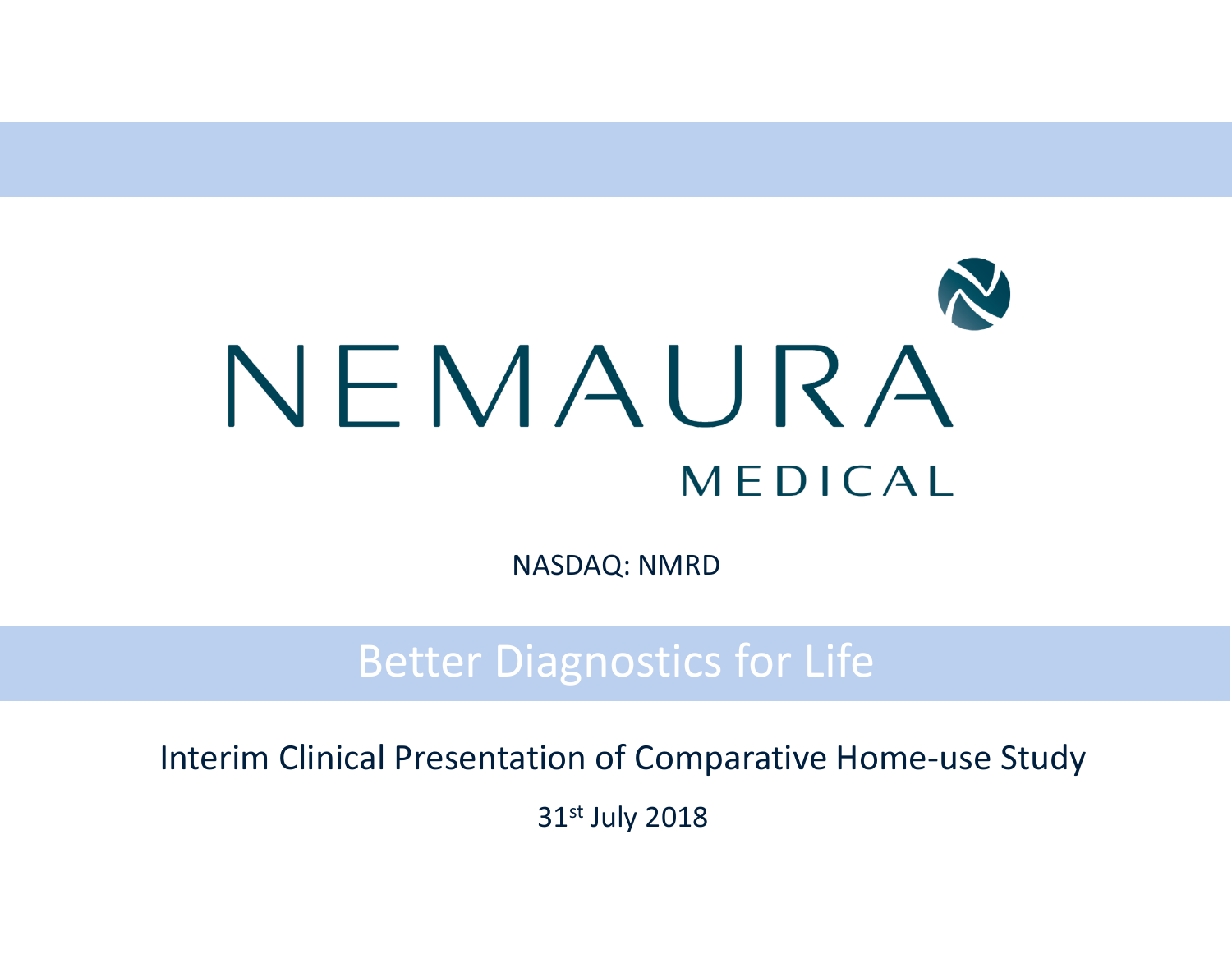# NEMAURA MEDICAL

NASDAQ: NMRD

## Better Diagnostics for Life

Interim Clinical Presentation of Comparative Home-use Study

31st July 2018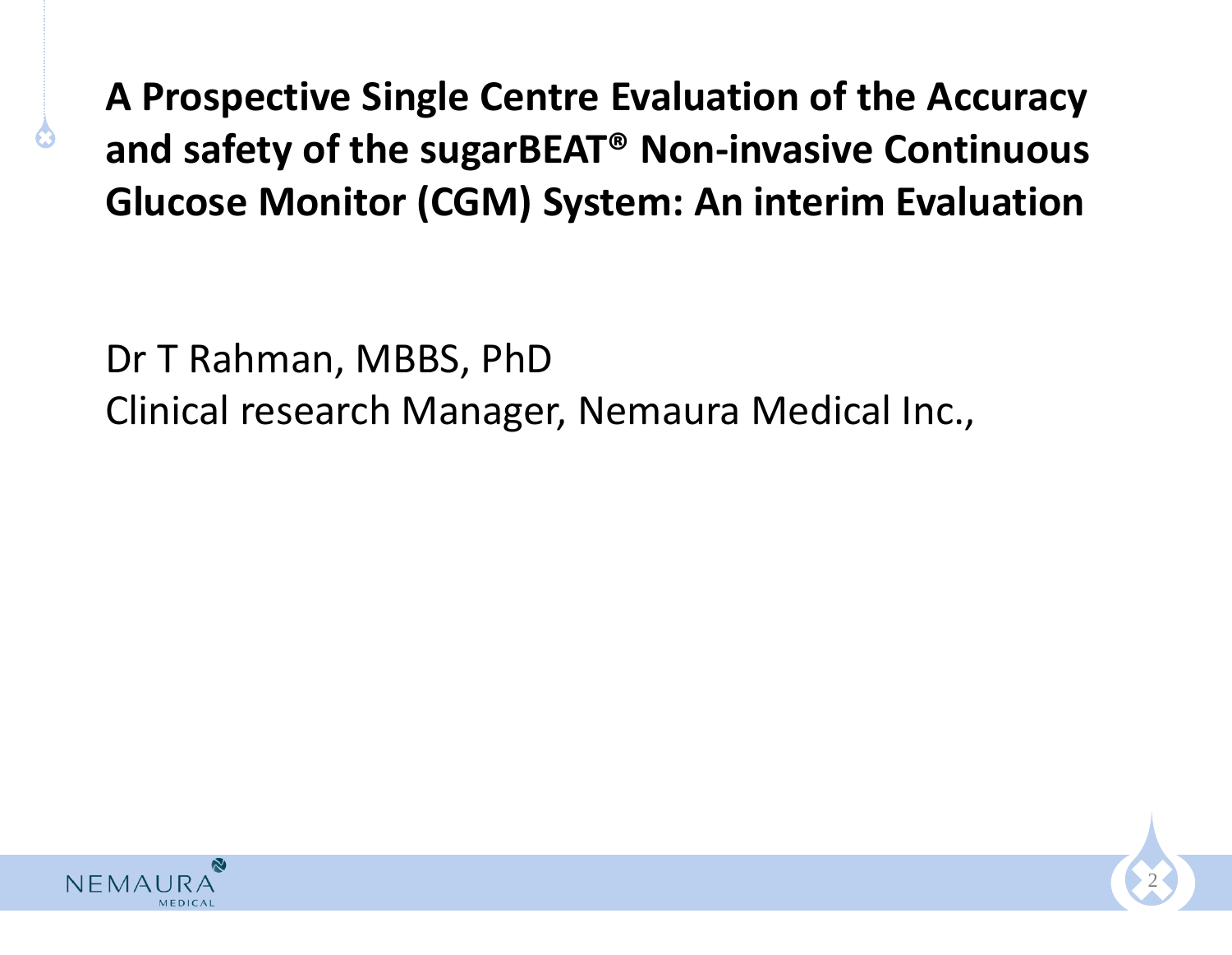# A Prospective Single Centre Evaluation of the Accuracy and safety of the sugarBEAT® Non-invasive Continuous Glucose Monitor (CGM) System: An interim Evaluation

Dr T Rahman, MBBS, PhD
Clinical research Manager, Nemaura Medical Inc.,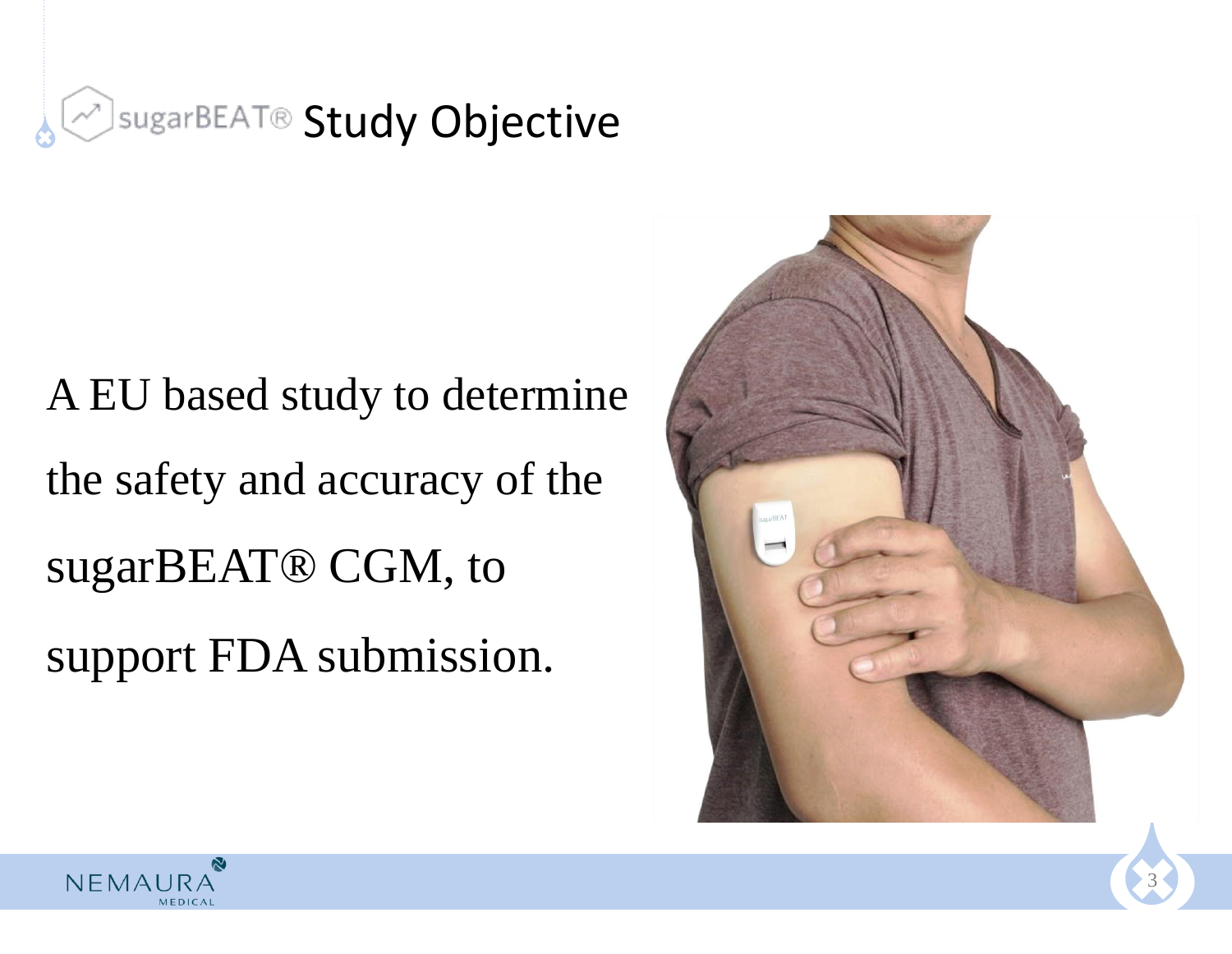# sugarBEAT® Study Objective

A EU based study to determine the safety and accuracy of the sugarBEAT® CGM, to support FDA submission.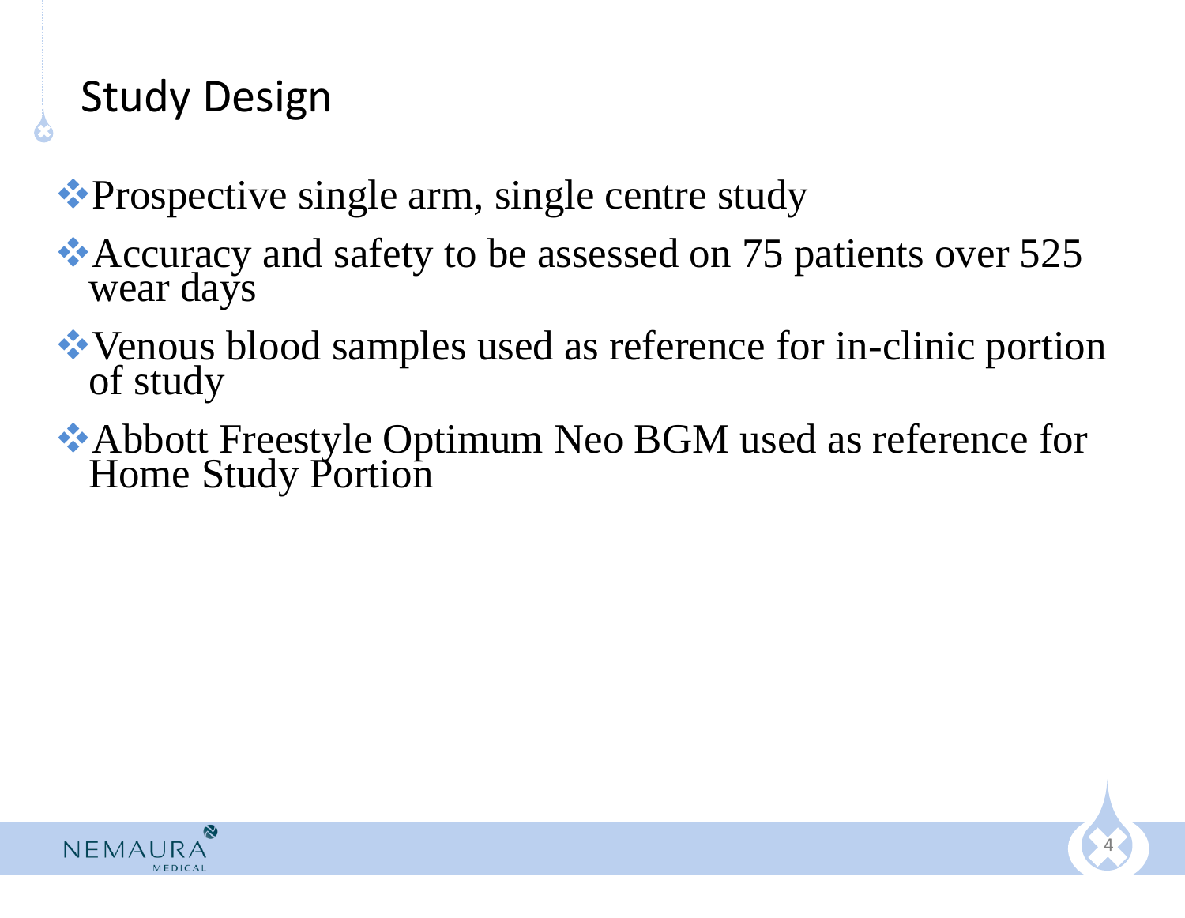# Study Design

- Prospective single arm, single centre study
- Accuracy and safety to be assessed on 75 patients over 525 wear days
- Venous blood samples used as reference for in-clinic portion of study
- Abbott Freestyle Optimum Neo BGM used as reference for Home Study Portion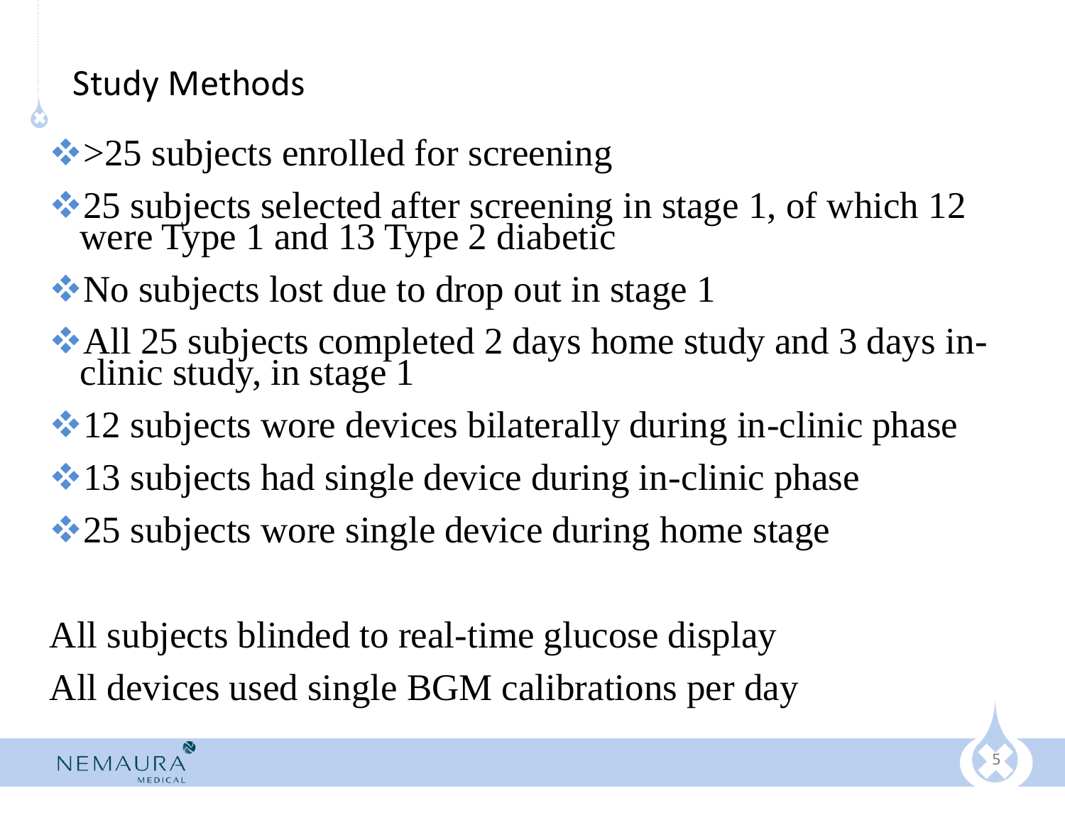## Study Methods

- >25 subjects enrolled for screening
- 25 subjects selected after screening in stage 1, of which 12 were Type 1 and 13 Type 2 diabetic
- No subjects lost due to drop out in stage 1
- All 25 subjects completed 2 days home study and 3 days in-clinic study, in stage 1
- 12 subjects wore devices bilaterally during in-clinic phase
- 13 subjects had single device during in-clinic phase
- 25 subjects wore single device during home stage

All subjects blinded to real-time glucose display

All devices used single BGM calibrations per day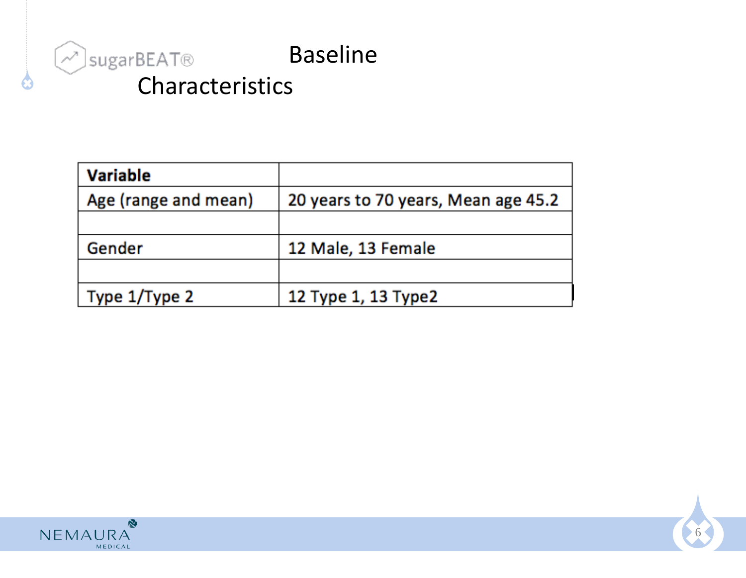# Baseline Characteristics

| Variable | |
|---|---|
| Age (range and mean) | 20 years to 70 years, Mean age 45.2 |
| | |
| Gender | 12 Male, 13 Female |
| | |
| Type 1/Type 2 | 12 Type 1, 13 Type2 |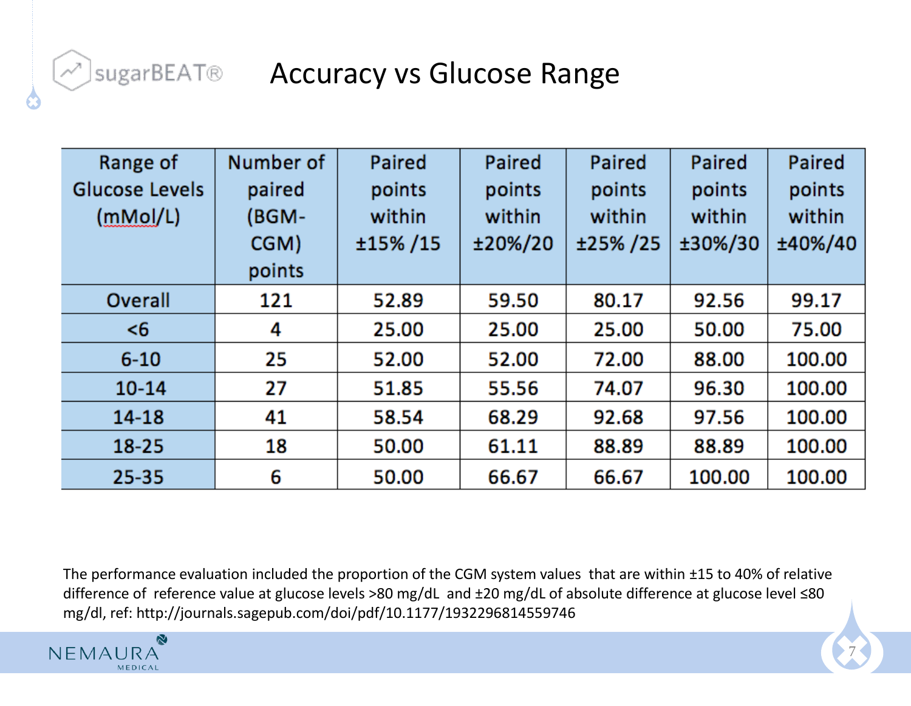# Accuracy vs Glucose Range

| Range of Glucose Levels (mMol/L) | Number of paired (BGM-CGM) points | Paired points within ±15% /15 | Paired points within ±20%/20 | Paired points within ±25% /25 | Paired points within ±30%/30 | Paired points within ±40%/40 |
|---|---|---|---|---|---|---|
| Overall | 121 | 52.89 | 59.50 | 80.17 | 92.56 | 99.17 |
| <6 | 4 | 25.00 | 25.00 | 25.00 | 50.00 | 75.00 |
| 6-10 | 25 | 52.00 | 52.00 | 72.00 | 88.00 | 100.00 |
| 10-14 | 27 | 51.85 | 55.56 | 74.07 | 96.30 | 100.00 |
| 14-18 | 41 | 58.54 | 68.29 | 92.68 | 97.56 | 100.00 |
| 18-25 | 18 | 50.00 | 61.11 | 88.89 | 88.89 | 100.00 |
| 25-35 | 6 | 50.00 | 66.67 | 66.67 | 100.00 | 100.00 |

The performance evaluation included the proportion of the CGM system values that are within ±15 to 40% of relative difference of reference value at glucose levels >80 mg/dL and ±20 mg/dL of absolute difference at glucose level ≤80 mg/dl, ref: http://journals.sagepub.com/doi/pdf/10.1177/1932296814559746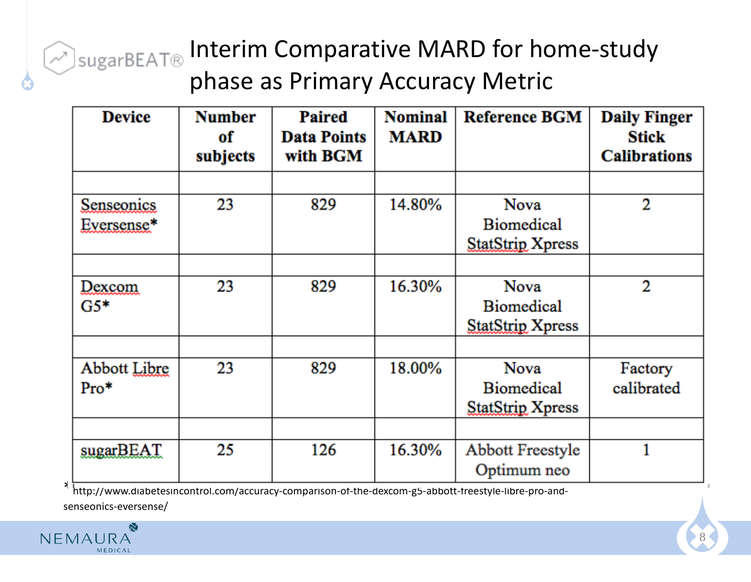# Interim Comparative MARD for home-study phase as Primary Accuracy Metric

| Device | Number of subjects | Paired Data Points with BGM | Nominal MARD | Reference BGM | Daily Finger Stick Calibrations |
|---|---|---|---|---|---|
| Senseonics Eversense* | 23 | 829 | 14.80% | Nova Biomedical StatStrip Xpress | 2 |
| Dexcom G5* | 23 | 829 | 16.30% | Nova Biomedical StatStrip Xpress | 2 |
| Abbott Libre Pro* | 23 | 829 | 18.00% | Nova Biomedical StatStrip Xpress | Factory calibrated |
| sugarBEAT | 25 | 126 | 16.30% | Abbott Freestyle Optimum neo | 1 |

* http://www.diabetesincontrol.com/accuracy-comparison-of-the-dexcom-g5-abbott-freestyle-libre-pro-and-senseonics-eversense/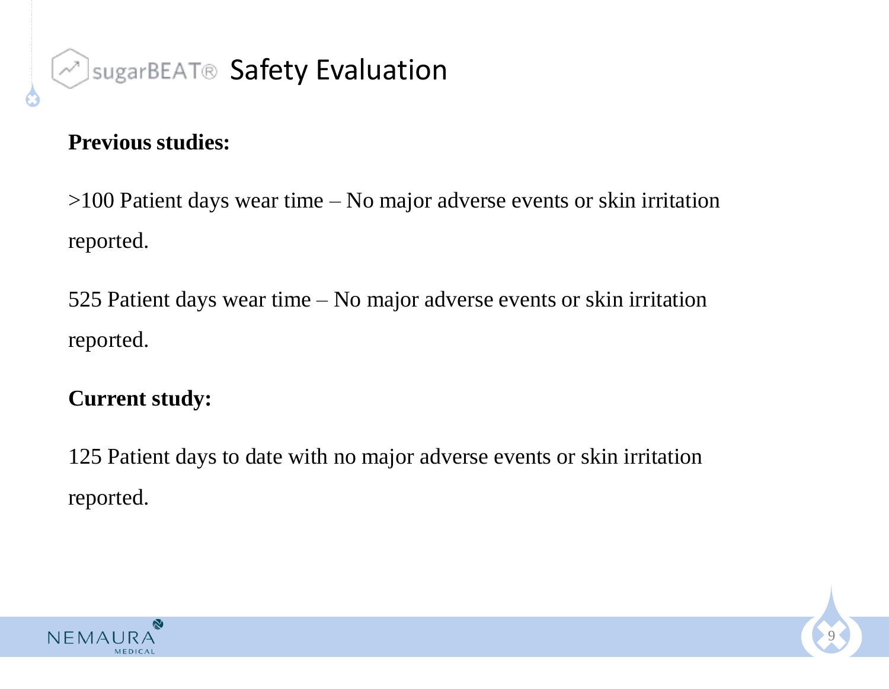# sugarBEAT® Safety Evaluation

**Previous studies:**

>100 Patient days wear time – No major adverse events or skin irritation reported.

525 Patient days wear time – No major adverse events or skin irritation reported.

**Current study:**

125 Patient days to date with no major adverse events or skin irritation reported.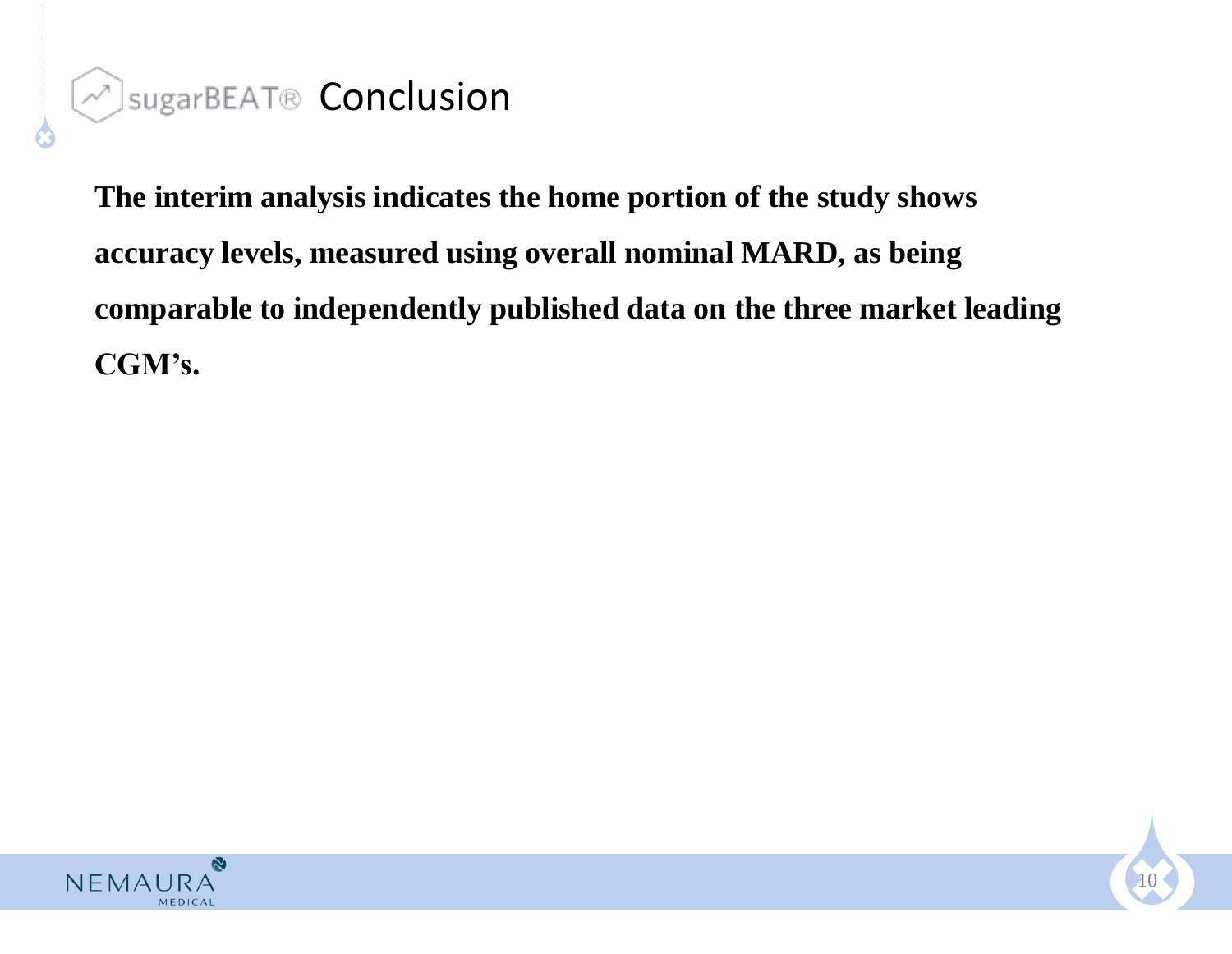# sugarBEAT® Conclusion

**The interim analysis indicates the home portion of the study shows accuracy levels, measured using overall nominal MARD, as being comparable to independently published data on the three market leading CGM's.**